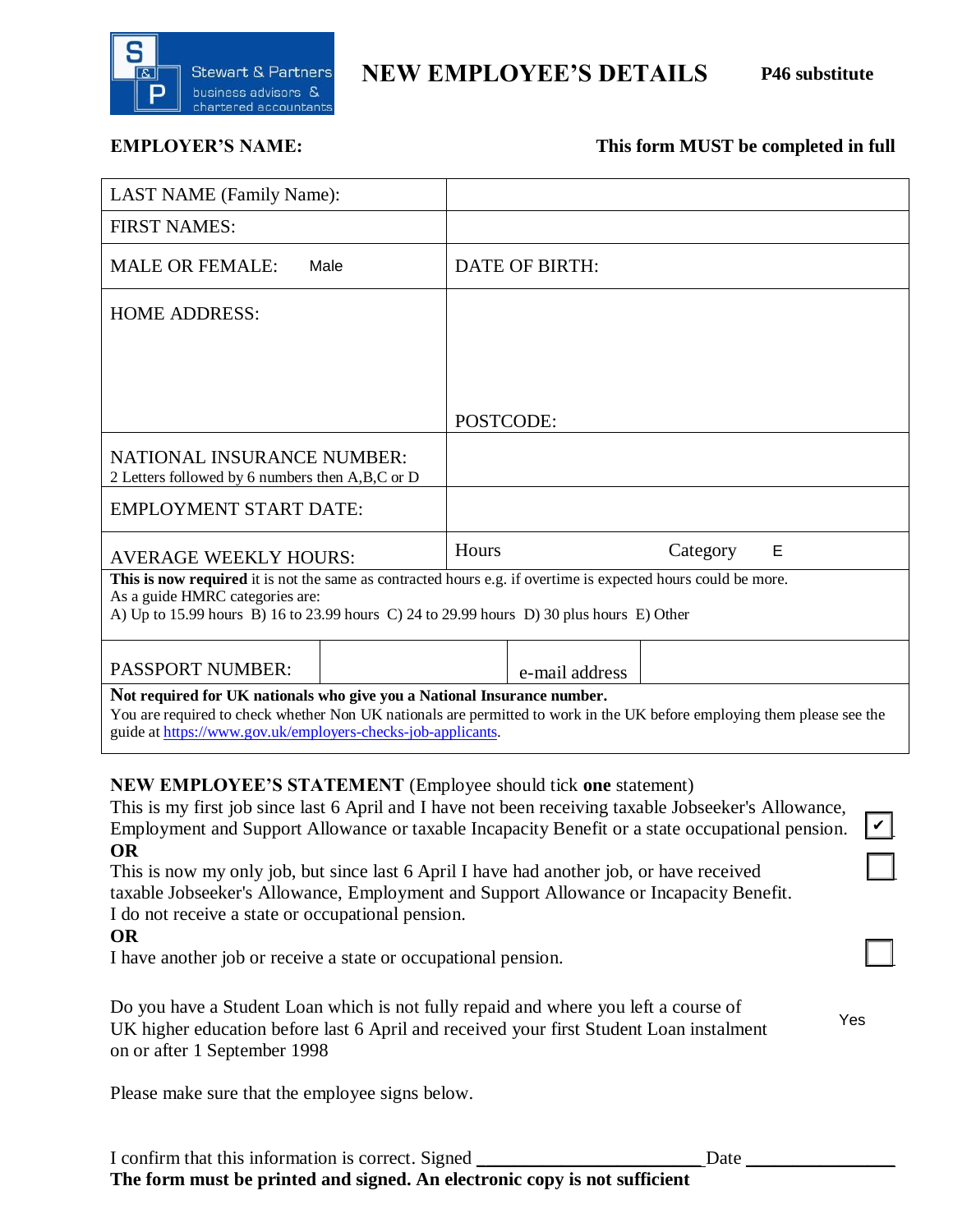Stewart & Partners business advisors & chartered accountants

# NEW EMPLOYEE'S DETAILS

**P46 substitute**

**EMPLOYER'S NAME:**

**This form MUST be completed in full**

| LAST NAME (Family Name): | |
|---|---|
| FIRST NAMES: | |
| MALE OR FEMALE: Male | DATE OF BIRTH: |
| HOME ADDRESS: | POSTCODE: |
| NATIONAL INSURANCE NUMBER: 2 Letters followed by 6 numbers then A,B,C or D | |
| EMPLOYMENT START DATE: | |
| AVERAGE WEEKLY HOURS: | Hours Category E |

**This is now required** it is not the same as contracted hours e.g. if overtime is expected hours could be more.
As a guide HMRC categories are:
A) Up to 15.99 hours B) 16 to 23.99 hours C) 24 to 29.99 hours D) 30 plus hours E) Other

| PASSPORT NUMBER: | | e-mail address | |
|---|---|---|---|

**Not required for UK nationals who give you a National Insurance number.**
You are required to check whether Non UK nationals are permitted to work in the UK before employing them please see the guide at https://www.gov.uk/employers-checks-job-applicants.

**NEW EMPLOYEE'S STATEMENT** (Employee should tick **one** statement)

This is my first job since last 6 April and I have not been receiving taxable Jobseeker's Allowance, Employment and Support Allowance or taxable Incapacity Benefit or a state occupational pension. ☑

**OR**

This is now my only job, but since last 6 April I have had another job, or have received taxable Jobseeker's Allowance, Employment and Support Allowance or Incapacity Benefit. I do not receive a state or occupational pension. ☐

**OR**

I have another job or receive a state or occupational pension. ☐

Do you have a Student Loan which is not fully repaid and where you left a course of UK higher education before last 6 April and received your first Student Loan instalment on or after 1 September 1998 Yes

Please make sure that the employee signs below.

I confirm that this information is correct. Signed ________________________ Date ________________

**The form must be printed and signed. An electronic copy is not sufficient**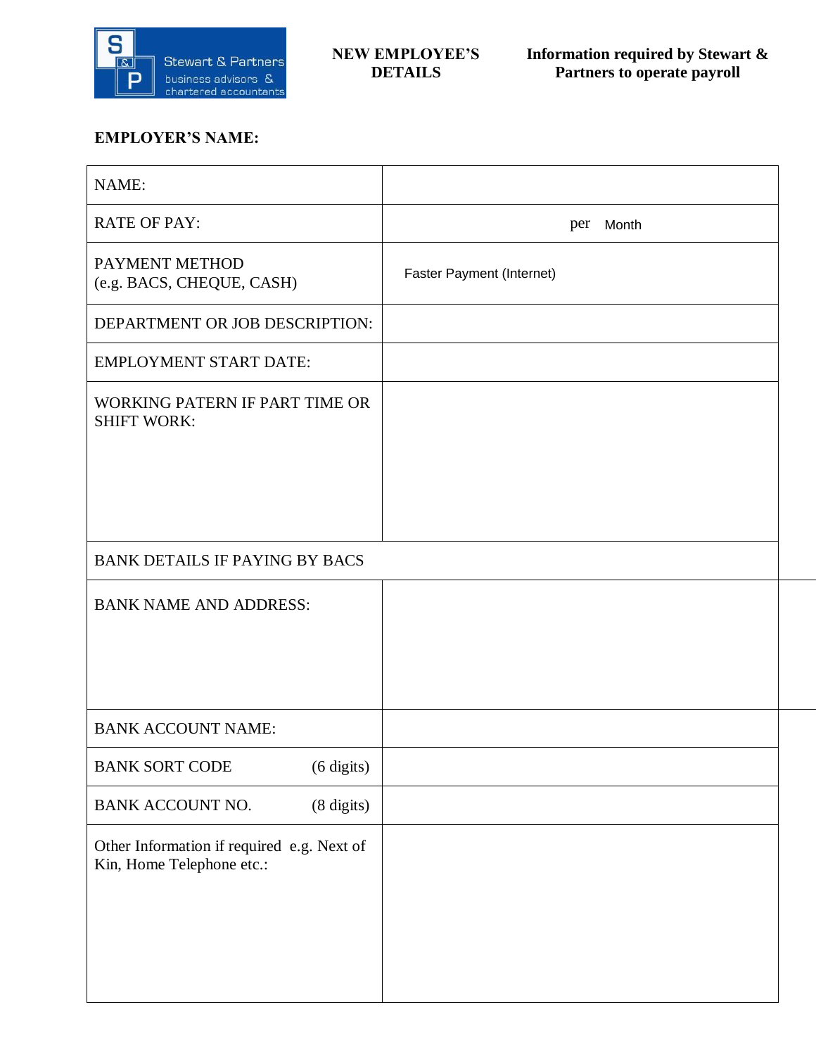Stewart & Partners business advisors & chartered accountants

**NEW EMPLOYEE'S DETAILS**

**Information required by Stewart & Partners to operate payroll**

**EMPLOYER'S NAME:**

| | |
|---|---|
| NAME: | |
| RATE OF PAY: | per Month |
| PAYMENT METHOD (e.g. BACS, CHEQUE, CASH) | Faster Payment (Internet) |
| DEPARTMENT OR JOB DESCRIPTION: | |
| EMPLOYMENT START DATE: | |
| WORKING PATERN IF PART TIME OR SHIFT WORK: | |
| BANK DETAILS IF PAYING BY BACS | |
| BANK NAME AND ADDRESS: | |
| BANK ACCOUNT NAME: | |
| BANK SORT CODE (6 digits) | |
| BANK ACCOUNT NO. (8 digits) | |
| Other Information if required e.g. Next of Kin, Home Telephone etc.: | |